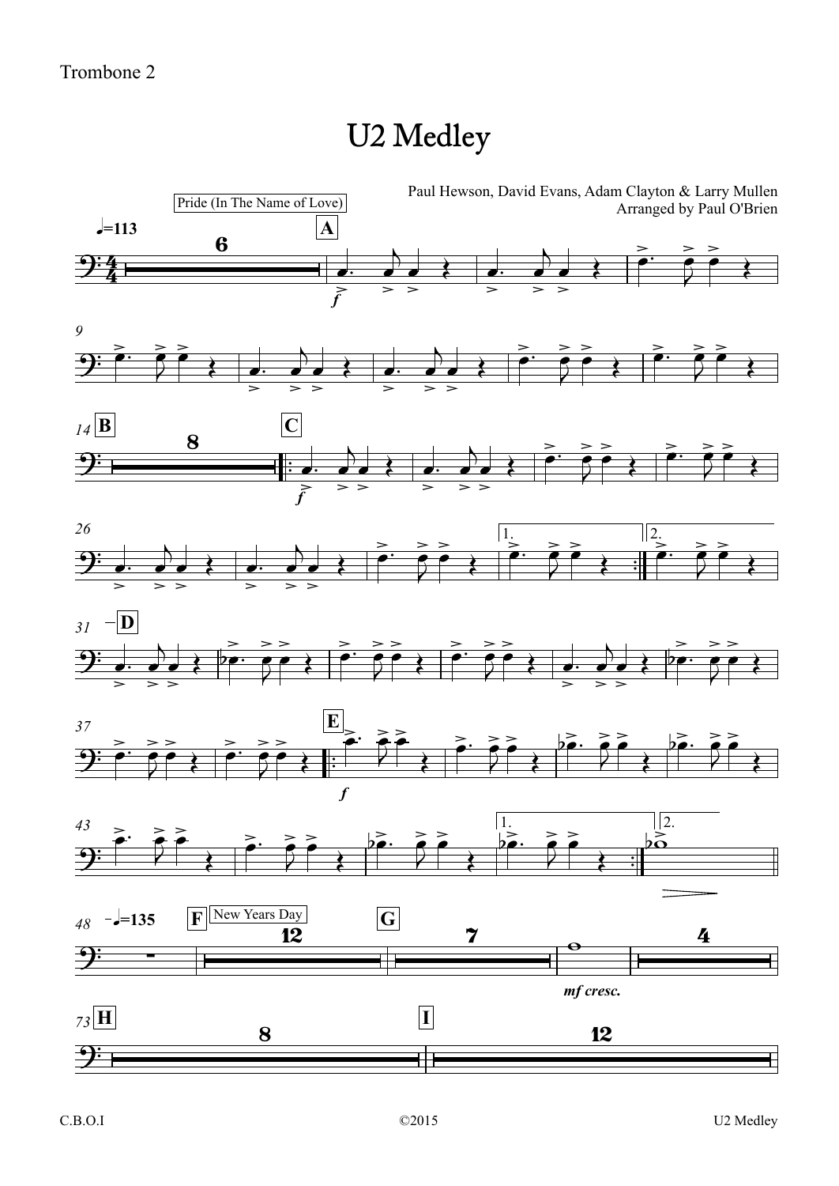Trombone 2

# U2 Medley

Paul Hewson, David Evans, Adam Clayton & Larry Mullen
Arranged by Paul O'Brien

Pride (In The Name of Love)

New Years Day